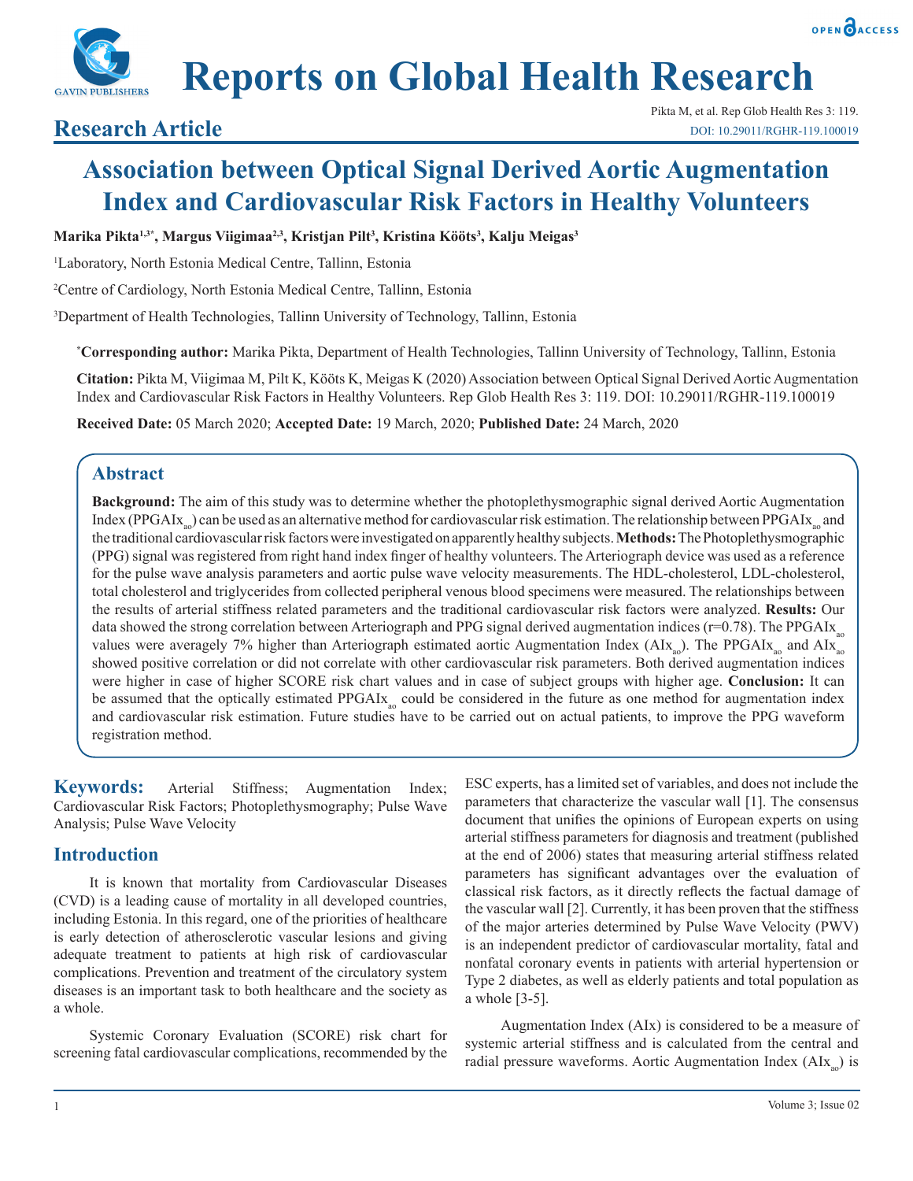**Research Article**

# Association between Optical Signal Derived Aortic Augmentation Index and Cardiovascular Risk Factors in Healthy Volunteers

**Marika Pikta[1,3*], Margus Viigimaa[2,3], Kristjan Pilt[3], Kristina Kööts[3], Kalju Meigas[3]**

[1]Laboratory, North Estonia Medical Centre, Tallinn, Estonia

[2]Centre of Cardiology, North Estonia Medical Centre, Tallinn, Estonia

[3]Department of Health Technologies, Tallinn University of Technology, Tallinn, Estonia

***Corresponding author:** Marika Pikta, Department of Health Technologies, Tallinn University of Technology, Tallinn, Estonia

**Citation:** Pikta M, Viigimaa M, Pilt K, Kööts K, Meigas K (2020) Association between Optical Signal Derived Aortic Augmentation Index and Cardiovascular Risk Factors in Healthy Volunteers. Rep Glob Health Res 3: 119. DOI: 10.29011/RGHR-119.100019

**Received Date:** 05 March 2020; **Accepted Date:** 19 March, 2020; **Published Date:** 24 March, 2020

## Abstract

**Background:** The aim of this study was to determine whether the photoplethysmographic signal derived Aortic Augmentation Index ($PPGAIx_{ao}$) can be used as an alternative method for cardiovascular risk estimation. The relationship between $PPGAIx_{ao}$ and the traditional cardiovascular risk factors were investigated on apparently healthy subjects. **Methods:** The Photoplethysmographic (PPG) signal was registered from right hand index finger of healthy volunteers. The Arteriograph device was used as a reference for the pulse wave analysis parameters and aortic pulse wave velocity measurements. The HDL-cholesterol, LDL-cholesterol, total cholesterol and triglycerides from collected peripheral venous blood specimens were measured. The relationships between the results of arterial stiffness related parameters and the traditional cardiovascular risk factors were analyzed. **Results:** Our data showed the strong correlation between Arteriograph and PPG signal derived augmentation indices (r=0.78). The $PPGAIx_{ao}$ values were averagely 7% higher than Arteriograph estimated aortic Augmentation Index ($AIx_{ao}$). The $PPGAIx_{ao}$ and $AIx_{ao}$ showed positive correlation or did not correlate with other cardiovascular risk parameters. Both derived augmentation indices were higher in case of higher SCORE risk chart values and in case of subject groups with higher age. **Conclusion:** It can be assumed that the optically estimated $PPGAIx_{ao}$ could be considered in the future as one method for augmentation index and cardiovascular risk estimation. Future studies have to be carried out on actual patients, to improve the PPG waveform registration method.

**Keywords:** Arterial Stiffness; Augmentation Index; Cardiovascular Risk Factors; Photoplethysmography; Pulse Wave Analysis; Pulse Wave Velocity

## Introduction

It is known that mortality from Cardiovascular Diseases (CVD) is a leading cause of mortality in all developed countries, including Estonia. In this regard, one of the priorities of healthcare is early detection of atherosclerotic vascular lesions and giving adequate treatment to patients at high risk of cardiovascular complications. Prevention and treatment of the circulatory system diseases is an important task to both healthcare and the society as a whole.

Systemic Coronary Evaluation (SCORE) risk chart for screening fatal cardiovascular complications, recommended by the ESC experts, has a limited set of variables, and does not include the parameters that characterize the vascular wall [1]. The consensus document that unifies the opinions of European experts on using arterial stiffness parameters for diagnosis and treatment (published at the end of 2006) states that measuring arterial stiffness related parameters has significant advantages over the evaluation of classical risk factors, as it directly reflects the factual damage of the vascular wall [2]. Currently, it has been proven that the stiffness of the major arteries determined by Pulse Wave Velocity (PWV) is an independent predictor of cardiovascular mortality, fatal and nonfatal coronary events in patients with arterial hypertension or Type 2 diabetes, as well as elderly patients and total population as a whole [3-5].

Augmentation Index (AIx) is considered to be a measure of systemic arterial stiffness and is calculated from the central and radial pressure waveforms. Aortic Augmentation Index ($AIx_{ao}$) is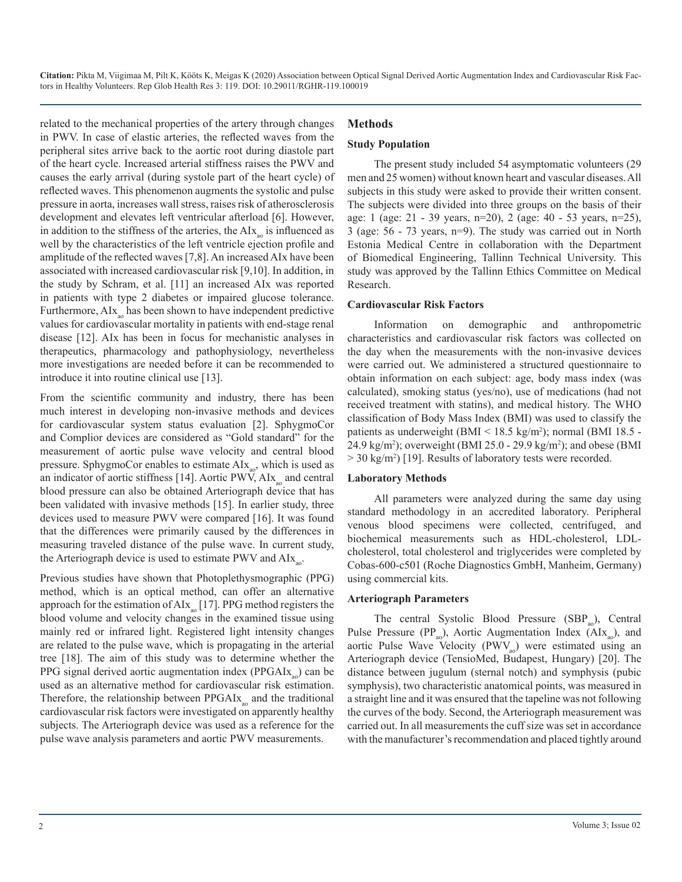related to the mechanical properties of the artery through changes in PWV. In case of elastic arteries, the reflected waves from the peripheral sites arrive back to the aortic root during diastole part of the heart cycle. Increased arterial stiffness raises the PWV and causes the early arrival (during systole part of the heart cycle) of reflected waves. This phenomenon augments the systolic and pulse pressure in aorta, increases wall stress, raises risk of atherosclerosis development and elevates left ventricular afterload [6]. However, in addition to the stiffness of the arteries, the $AIx_{ao}$ is influenced as well by the characteristics of the left ventricle ejection profile and amplitude of the reflected waves [7,8]. An increased AIx have been associated with increased cardiovascular risk [9,10]. In addition, in the study by Schram, et al. [11] an increased AIx was reported in patients with type 2 diabetes or impaired glucose tolerance. Furthermore, $AIx_{ao}$ has been shown to have independent predictive values for cardiovascular mortality in patients with end-stage renal disease [12]. AIx has been in focus for mechanistic analyses in therapeutics, pharmacology and pathophysiology, nevertheless more investigations are needed before it can be recommended to introduce it into routine clinical use [13].

From the scientific community and industry, there has been much interest in developing non-invasive methods and devices for cardiovascular system status evaluation [2]. SphygmoCor and Complior devices are considered as "Gold standard" for the measurement of aortic pulse wave velocity and central blood pressure. SphygmoCor enables to estimate $AIx_{ao}$, which is used as an indicator of aortic stiffness [14]. Aortic PWV, $AIx_{ao}$ and central blood pressure can also be obtained Arteriograph device that has been validated with invasive methods [15]. In earlier study, three devices used to measure PWV were compared [16]. It was found that the differences were primarily caused by the differences in measuring traveled distance of the pulse wave. In current study, the Arteriograph device is used to estimate PWV and $AIx_{ao}$.

Previous studies have shown that Photoplethysmographic (PPG) method, which is an optical method, can offer an alternative approach for the estimation of $AIx_{ao}$ [17]. PPG method registers the blood volume and velocity changes in the examined tissue using mainly red or infrared light. Registered light intensity changes are related to the pulse wave, which is propagating in the arterial tree [18]. The aim of this study was to determine whether the PPG signal derived aortic augmentation index ($PPGAIx_{ao}$) can be used as an alternative method for cardiovascular risk estimation. Therefore, the relationship between $PPGAIx_{ao}$ and the traditional cardiovascular risk factors were investigated on apparently healthy subjects. The Arteriograph device was used as a reference for the pulse wave analysis parameters and aortic PWV measurements.

## Methods

### Study Population

The present study included 54 asymptomatic volunteers (29 men and 25 women) without known heart and vascular diseases. All subjects in this study were asked to provide their written consent. The subjects were divided into three groups on the basis of their age: 1 (age: 21 - 39 years, n=20), 2 (age: 40 - 53 years, n=25), 3 (age: 56 - 73 years, n=9). The study was carried out in North Estonia Medical Centre in collaboration with the Department of Biomedical Engineering, Tallinn Technical University. This study was approved by the Tallinn Ethics Committee on Medical Research.

### Cardiovascular Risk Factors

Information on demographic and anthropometric characteristics and cardiovascular risk factors was collected on the day when the measurements with the non-invasive devices were carried out. We administered a structured questionnaire to obtain information on each subject: age, body mass index (was calculated), smoking status (yes/no), use of medications (had not received treatment with statins), and medical history. The WHO classification of Body Mass Index (BMI) was used to classify the patients as underweight (BMI < 18.5 kg/m$^2$); normal (BMI 18.5 - 24.9 kg/m$^2$); overweight (BMI 25.0 - 29.9 kg/m$^2$); and obese (BMI > 30 kg/m$^2$) [19]. Results of laboratory tests were recorded.

### Laboratory Methods

All parameters were analyzed during the same day using standard methodology in an accredited laboratory. Peripheral venous blood specimens were collected, centrifuged, and biochemical measurements such as HDL-cholesterol, LDL-cholesterol, total cholesterol and triglycerides were completed by Cobas-600-c501 (Roche Diagnostics GmbH, Manheim, Germany) using commercial kits.

### Arteriograph Parameters

The central Systolic Blood Pressure ($SBP_{ao}$), Central Pulse Pressure ($PP_{ao}$), Aortic Augmentation Index ($AIx_{ao}$), and aortic Pulse Wave Velocity ($PWV_{ao}$) were estimated using an Arteriograph device (TensioMed, Budapest, Hungary) [20]. The distance between jugulum (sternal notch) and symphysis (pubic symphysis), two characteristic anatomical points, was measured in a straight line and it was ensured that the tapeline was not following the curves of the body. Second, the Arteriograph measurement was carried out. In all measurements the cuff size was set in accordance with the manufacturer's recommendation and placed tightly around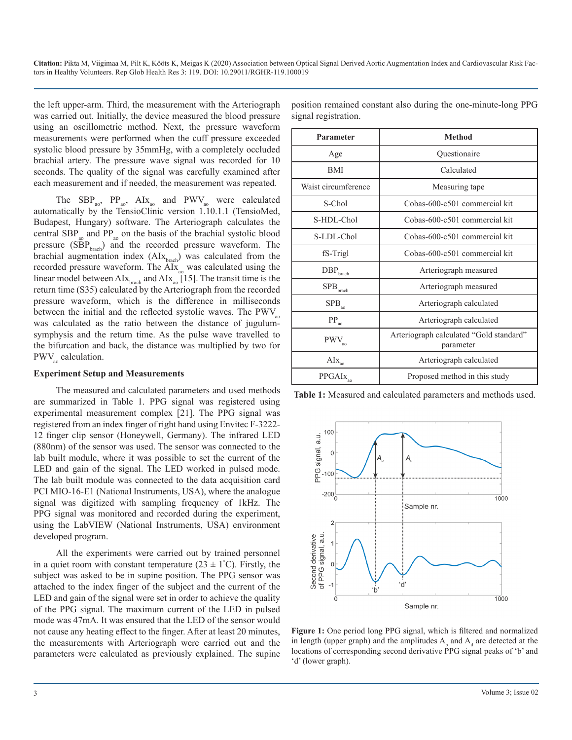the left upper-arm. Third, the measurement with the Arteriograph was carried out. Initially, the device measured the blood pressure using an oscillometric method. Next, the pressure waveform measurements were performed when the cuff pressure exceeded systolic blood pressure by 35mmHg, with a completely occluded brachial artery. The pressure wave signal was recorded for 10 seconds. The quality of the signal was carefully examined after each measurement and if needed, the measurement was repeated.

The $SBP_{ao}$, $PP_{ao}$, $AIx_{ao}$ and $PWV_{ao}$ were calculated automatically by the TensioClinic version 1.10.1.1 (TensioMed, Budapest, Hungary) software. The Arteriograph calculates the central $SBP_{ao}$ and $PP_{ao}$ on the basis of the brachial systolic blood pressure ($SBP_{brach}$) and the recorded pressure waveform. The brachial augmentation index ($AIx_{brach}$) was calculated from the recorded pressure waveform. The $AIx_{ao}$ was calculated using the linear model between $AIx_{brach}$ and $AIx_{ao}$ [15]. The transit time is the return time (S35) calculated by the Arteriograph from the recorded pressure waveform, which is the difference in milliseconds between the initial and the reflected systolic waves. The $PWV_{ao}$ was calculated as the ratio between the distance of jugulum-symphysis and the return time. As the pulse wave travelled to the bifurcation and back, the distance was multiplied by two for $PWV_{ao}$ calculation.

### Experiment Setup and Measurements

The measured and calculated parameters and used methods are summarized in Table 1. PPG signal was registered using experimental measurement complex [21]. The PPG signal was registered from an index finger of right hand using Envitec F-3222-12 finger clip sensor (Honeywell, Germany). The infrared LED (880nm) of the sensor was used. The sensor was connected to the lab built module, where it was possible to set the current of the LED and gain of the signal. The LED worked in pulsed mode. The lab built module was connected to the data acquisition card PCI MIO-16-E1 (National Instruments, USA), where the analogue signal was digitized with sampling frequency of 1kHz. The PPG signal was monitored and recorded during the experiment, using the LabVIEW (National Instruments, USA) environment developed program.

All the experiments were carried out by trained personnel in a quiet room with constant temperature (23 ± 1°C). Firstly, the subject was asked to be in supine position. The PPG sensor was attached to the index finger of the subject and the current of the LED and gain of the signal were set in order to achieve the quality of the PPG signal. The maximum current of the LED in pulsed mode was 47mA. It was ensured that the LED of the sensor would not cause any heating effect to the finger. After at least 20 minutes, the measurements with Arteriograph were carried out and the parameters were calculated as previously explained. The supine position remained constant also during the one-minute-long PPG signal registration.

| Parameter | Method |
|---|---|
| Age | Questionaire |
| BMI | Calculated |
| Waist circumference | Measuring tape |
| S-Chol | Cobas-600-c501 commercial kit |
| S-HDL-Chol | Cobas-600-c501 commercial kit |
| S-LDL-Chol | Cobas-600-c501 commercial kit |
| fS-Trigl | Cobas-600-c501 commercial kit |
| $DBP_{brach}$ | Arteriograph measured |
| $SPB_{brach}$ | Arteriograph measured |
| $SPB_{ao}$ | Arteriograph calculated |
| $PP_{ao}$ | Arteriograph calculated |
| $PWV_{ao}$ | Arteriograph calculated "Gold standard" parameter |
| $AIx_{ao}$ | Arteriograph calculated |
| $PPGAIx_{ao}$ | Proposed method in this study |

**Table 1:** Measured and calculated parameters and methods used.

**Figure 1:** One period long PPG signal, which is filtered and normalized in length (upper graph) and the amplitudes $A_b$ and $A_d$ are detected at the locations of corresponding second derivative PPG signal peaks of 'b' and 'd' (lower graph).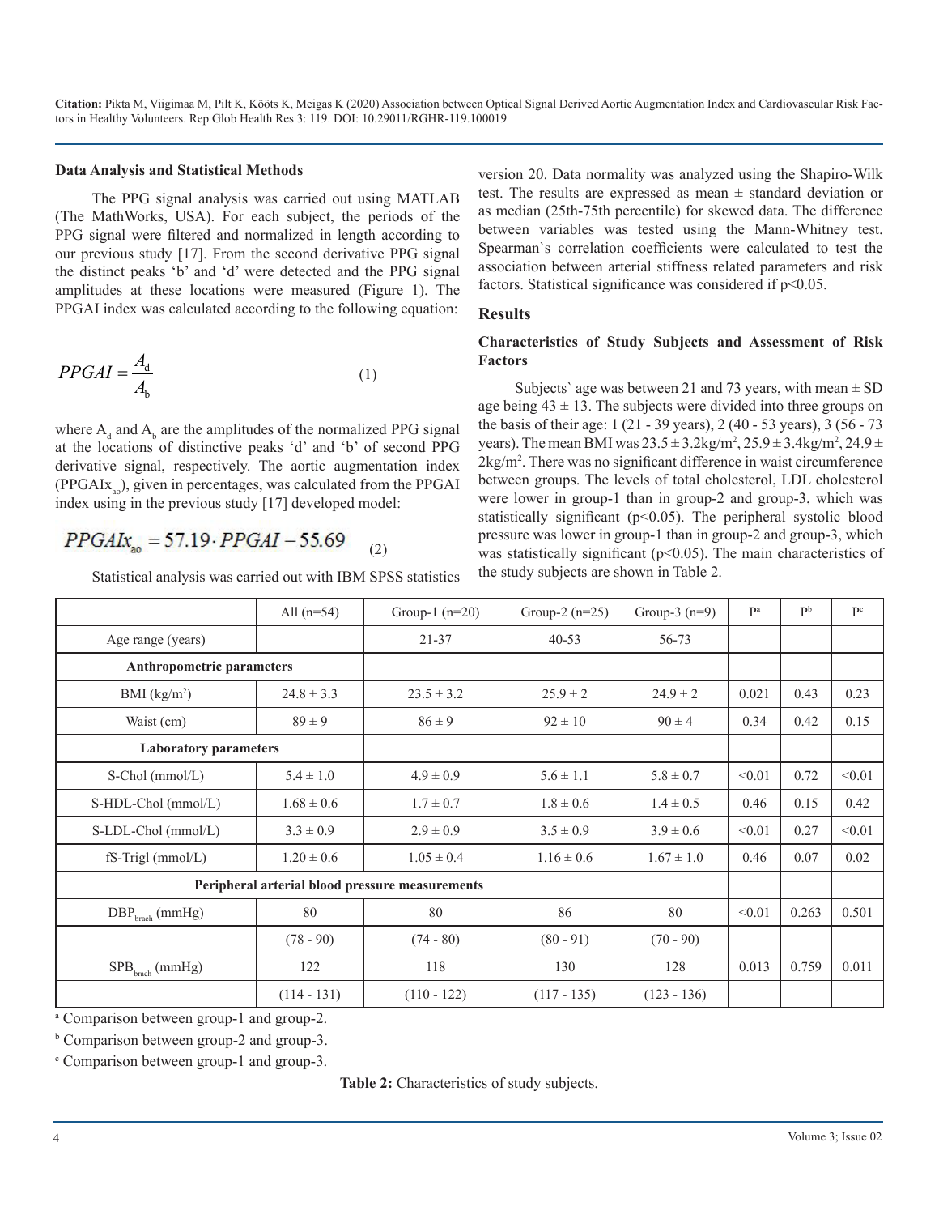### Data Analysis and Statistical Methods

The PPG signal analysis was carried out using MATLAB (The MathWorks, USA). For each subject, the periods of the PPG signal were filtered and normalized in length according to our previous study [17]. From the second derivative PPG signal the distinct peaks 'b' and 'd' were detected and the PPG signal amplitudes at these locations were measured (Figure 1). The PPGAI index was calculated according to the following equation:

$$PPGAI = \frac{A_d}{A_b} \quad (1)$$

where $A_d$ and $A_b$ are the amplitudes of the normalized PPG signal at the locations of distinctive peaks 'd' and 'b' of second PPG derivative signal, respectively. The aortic augmentation index ($PPGAIx_{ao}$), given in percentages, was calculated from the PPGAI index using in the previous study [17] developed model:

$$PPGAIx_{ao} = 57.19 \cdot PPGAI - 55.69 \quad (2)$$

Statistical analysis was carried out with IBM SPSS statistics version 20. Data normality was analyzed using the Shapiro-Wilk test. The results are expressed as mean ± standard deviation or as median (25th-75th percentile) for skewed data. The difference between variables was tested using the Mann-Whitney test. Spearman`s correlation coefficients were calculated to test the association between arterial stiffness related parameters and risk factors. Statistical significance was considered if $p<0.05$.

## Results

### Characteristics of Study Subjects and Assessment of Risk Factors

Subjects` age was between 21 and 73 years, with mean ± SD age being 43 ± 13. The subjects were divided into three groups on the basis of their age: 1 (21 - 39 years), 2 (40 - 53 years), 3 (56 - 73 years). The mean BMI was 23.5 ± 3.2kg/m$^2$, 25.9 ± 3.4kg/m$^2$, 24.9 ± 2kg/m$^2$. There was no significant difference in waist circumference between groups. The levels of total cholesterol, LDL cholesterol were lower in group-1 than in group-2 and group-3, which was statistically significant ($p<0.05$). The peripheral systolic blood pressure was lower in group-1 than in group-2 and group-3, which was statistically significant ($p<0.05$). The main characteristics of the study subjects are shown in Table 2.

| | All (n=54) | Group-1 (n=20) | Group-2 (n=25) | Group-3 (n=9) | P[a] | P[b] | P[c] |
|---|---|---|---|---|---|---|---|
| Age range (years) | | 21-37 | 40-53 | 56-73 | | | |
| **Anthropometric parameters** | | | | | | | |
| BMI (kg/m$^2$) | 24.8 ± 3.3 | 23.5 ± 3.2 | 25.9 ± 2 | 24.9 ± 2 | 0.021 | 0.43 | 0.23 |
| Waist (cm) | 89 ± 9 | 86 ± 9 | 92 ± 10 | 90 ± 4 | 0.34 | 0.42 | 0.15 |
| **Laboratory parameters** | | | | | | | |
| S-Chol (mmol/L) | 5.4 ± 1.0 | 4.9 ± 0.9 | 5.6 ± 1.1 | 5.8 ± 0.7 | <0.01 | 0.72 | <0.01 |
| S-HDL-Chol (mmol/L) | 1.68 ± 0.6 | 1.7 ± 0.7 | 1.8 ± 0.6 | 1.4 ± 0.5 | 0.46 | 0.15 | 0.42 |
| S-LDL-Chol (mmol/L) | 3.3 ± 0.9 | 2.9 ± 0.9 | 3.5 ± 0.9 | 3.9 ± 0.6 | <0.01 | 0.27 | <0.01 |
| fS-Trigl (mmol/L) | 1.20 ± 0.6 | 1.05 ± 0.4 | 1.16 ± 0.6 | 1.67 ± 1.0 | 0.46 | 0.07 | 0.02 |
| **Peripheral arterial blood pressure measurements** | | | | | | | |
| $DBP_{brach}$ (mmHg) | 80 | 80 | 86 | 80 | <0.01 | 0.263 | 0.501 |
| | (78 - 90) | (74 - 80) | (80 - 91) | (70 - 90) | | | |
| $SPB_{brach}$ (mmHg) | 122 | 118 | 130 | 128 | 0.013 | 0.759 | 0.011 |
| | (114 - 131) | (110 - 122) | (117 - 135) | (123 - 136) | | | |

[a] Comparison between group-1 and group-2.

[b] Comparison between group-2 and group-3.

[c] Comparison between group-1 and group-3.

**Table 2:** Characteristics of study subjects.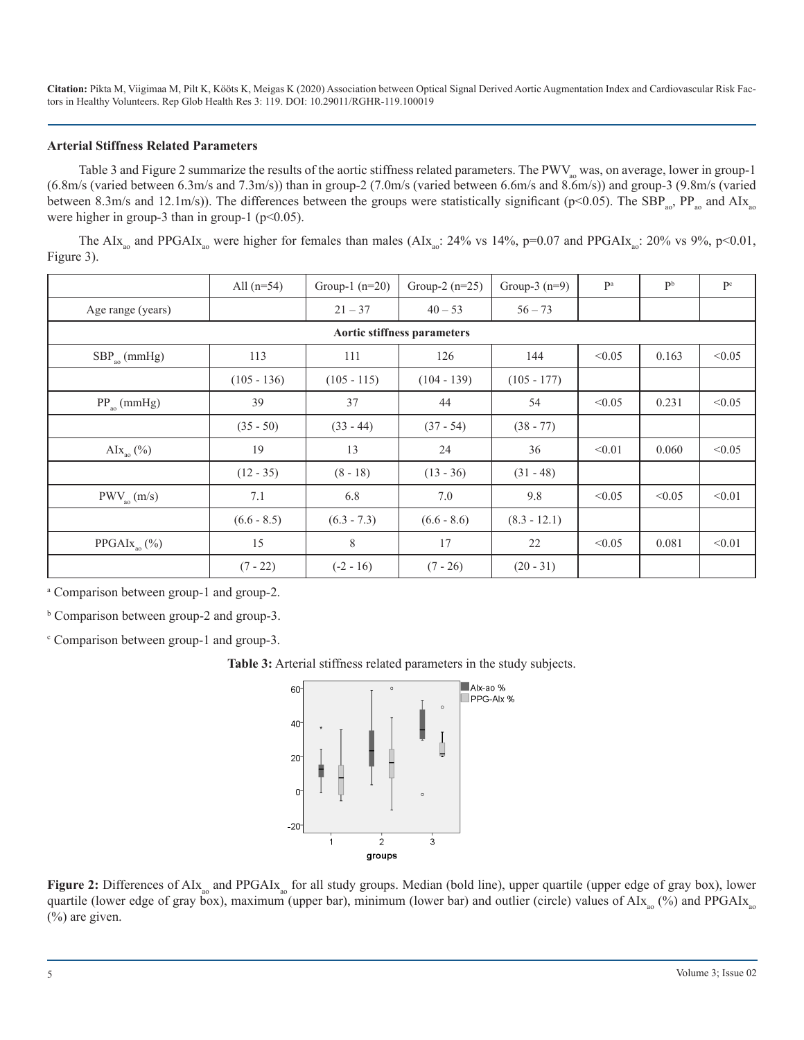### Arterial Stiffness Related Parameters

Table 3 and Figure 2 summarize the results of the aortic stiffness related parameters. The $PWV_{ao}$ was, on average, lower in group-1 (6.8m/s (varied between 6.3m/s and 7.3m/s)) than in group-2 (7.0m/s (varied between 6.6m/s and 8.6m/s)) and group-3 (9.8m/s (varied between 8.3m/s and 12.1m/s)). The differences between the groups were statistically significant ($p<0.05$). The $SBP_{ao}$, $PP_{ao}$ and $AIx_{ao}$ were higher in group-3 than in group-1 ($p<0.05$).

The $AIx_{ao}$ and $PPGAIx_{ao}$ were higher for females than males ($AIx_{ao}$: 24% vs 14%, $p=0.07$ and $PPGAIx_{ao}$: 20% vs 9%, $p<0.01$, Figure 3).

| | All (n=54) | Group-1 (n=20) | Group-2 (n=25) | Group-3 (n=9) | P[a] | P[b] | P[c] |
|---|---|---|---|---|---|---|---|
| Age range (years) | | 21 – 37 | 40 – 53 | 56 – 73 | | | |
| **Aortic stiffness parameters** | | | | | | | |
| $SBP_{ao}$ (mmHg) | 113 | 111 | 126 | 144 | <0.05 | 0.163 | <0.05 |
| | (105 - 136) | (105 - 115) | (104 - 139) | (105 - 177) | | | |
| $PP_{ao}$ (mmHg) | 39 | 37 | 44 | 54 | <0.05 | 0.231 | <0.05 |
| | (35 - 50) | (33 - 44) | (37 - 54) | (38 - 77) | | | |
| $AIx_{ao}$ (%) | 19 | 13 | 24 | 36 | <0.01 | 0.060 | <0.05 |
| | (12 - 35) | (8 - 18) | (13 - 36) | (31 - 48) | | | |
| $PWV_{ao}$ (m/s) | 7.1 | 6.8 | 7.0 | 9.8 | <0.05 | <0.05 | <0.01 |
| | (6.6 - 8.5) | (6.3 - 7.3) | (6.6 - 8.6) | (8.3 - 12.1) | | | |
| $PPGAIx_{ao}$ (%) | 15 | 8 | 17 | 22 | <0.05 | 0.081 | <0.01 |
| | (7 - 22) | (-2 - 16) | (7 - 26) | (20 - 31) | | | |

[a] Comparison between group-1 and group-2.

[b] Comparison between group-2 and group-3.

[c] Comparison between group-1 and group-3.

**Table 3:** Arterial stiffness related parameters in the study subjects.

**Figure 2:** Differences of $AIx_{ao}$ and $PPGAIx_{ao}$ for all study groups. Median (bold line), upper quartile (upper edge of gray box), lower quartile (lower edge of gray box), maximum (upper bar), minimum (lower bar) and outlier (circle) values of $AIx_{ao}$ (%) and $PPGAIx_{ao}$ (%) are given.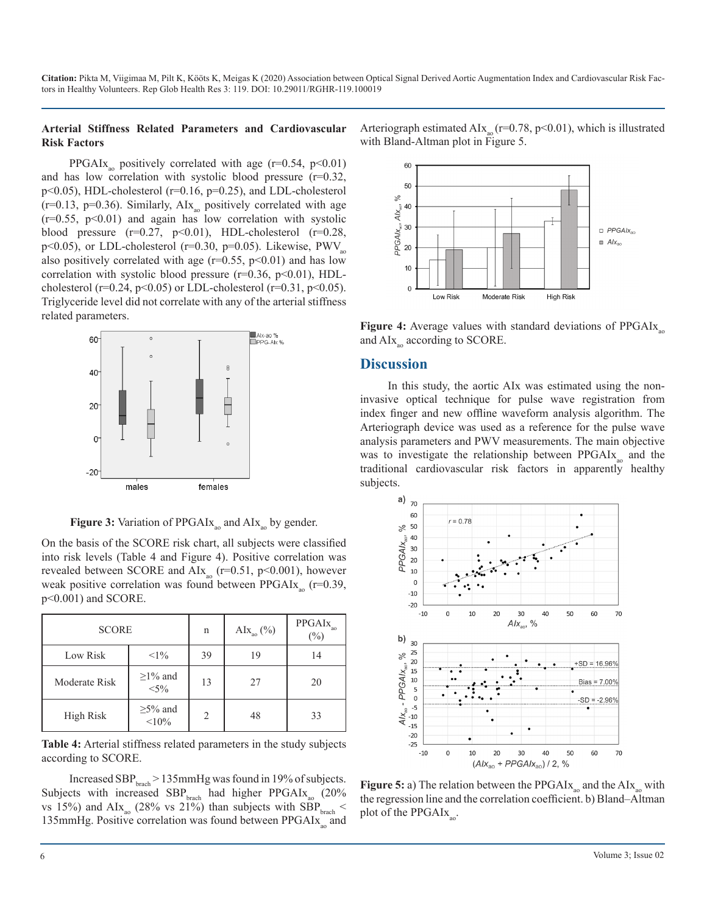### Arterial Stiffness Related Parameters and Cardiovascular Risk Factors

$PPGAIx_{ao}$ positively correlated with age ($r=0.54$, $p<0.01$) and has low correlation with systolic blood pressure ($r=0.32$, $p<0.05$), HDL-cholesterol ($r=0.16$, $p=0.25$), and LDL-cholesterol ($r=0.13$, $p=0.36$). Similarly, $AIx_{ao}$ positively correlated with age ($r=0.55$, $p<0.01$) and again has low correlation with systolic blood pressure ($r=0.27$, $p<0.01$), HDL-cholesterol ($r=0.28$, $p<0.05$), or LDL-cholesterol ($r=0.30$, $p=0.05$). Likewise, $PWV_{ao}$ also positively correlated with age ($r=0.55$, $p<0.01$) and has low correlation with systolic blood pressure ($r=0.36$, $p<0.01$), HDL-cholesterol ($r=0.24$, $p<0.05$) or LDL-cholesterol ($r=0.31$, $p<0.05$). Triglyceride level did not correlate with any of the arterial stiffness related parameters.

**Figure 3:** Variation of $PPGAIx_{ao}$ and $AIx_{ao}$ by gender.

On the basis of the SCORE risk chart, all subjects were classified into risk levels (Table 4 and Figure 4). Positive correlation was revealed between SCORE and $AIx_{ao}$ ($r=0.51$, $p<0.001$), however weak positive correlation was found between $PPGAIx_{ao}$ ($r=0.39$, $p<0.001$) and SCORE.

| SCORE | | n | $AIx_{ao}$ (%) | $PPGAIx_{ao}$ (%) |
|---|---|---|---|---|
| Low Risk | <1% | 39 | 19 | 14 |
| Moderate Risk | ≥1% and <5% | 13 | 27 | 20 |
| High Risk | ≥5% and <10% | 2 | 48 | 33 |

**Table 4:** Arterial stiffness related parameters in the study subjects according to SCORE.

Increased $SBP_{brach} > 135$mmHg was found in 19% of subjects. Subjects with increased $SBP_{brach}$ had higher $PPGAIx_{ao}$ (20% vs 15%) and $AIx_{ao}$ (28% vs 21%) than subjects with $SBP_{brach} < 135$mmHg. Positive correlation was found between $PPGAIx_{ao}$ and Arteriograph estimated $AIx_{ao}$ ($r=0.78$, $p<0.01$), which is illustrated with Bland-Altman plot in Figure 5.

**Figure 4:** Average values with standard deviations of $PPGAIx_{ao}$ and $AIx_{ao}$ according to SCORE.

## Discussion

In this study, the aortic AIx was estimated using the non-invasive optical technique for pulse wave registration from index finger and new offline waveform analysis algorithm. The Arteriograph device was used as a reference for the pulse wave analysis parameters and PWV measurements. The main objective was to investigate the relationship between $PPGAIx_{ao}$ and the traditional cardiovascular risk factors in apparently healthy subjects.

**Figure 5:** a) The relation between the $PPGAIx_{ao}$ and the $AIx_{ao}$ with the regression line and the correlation coefficient. b) Bland–Altman plot of the $PPGAIx_{ao}$.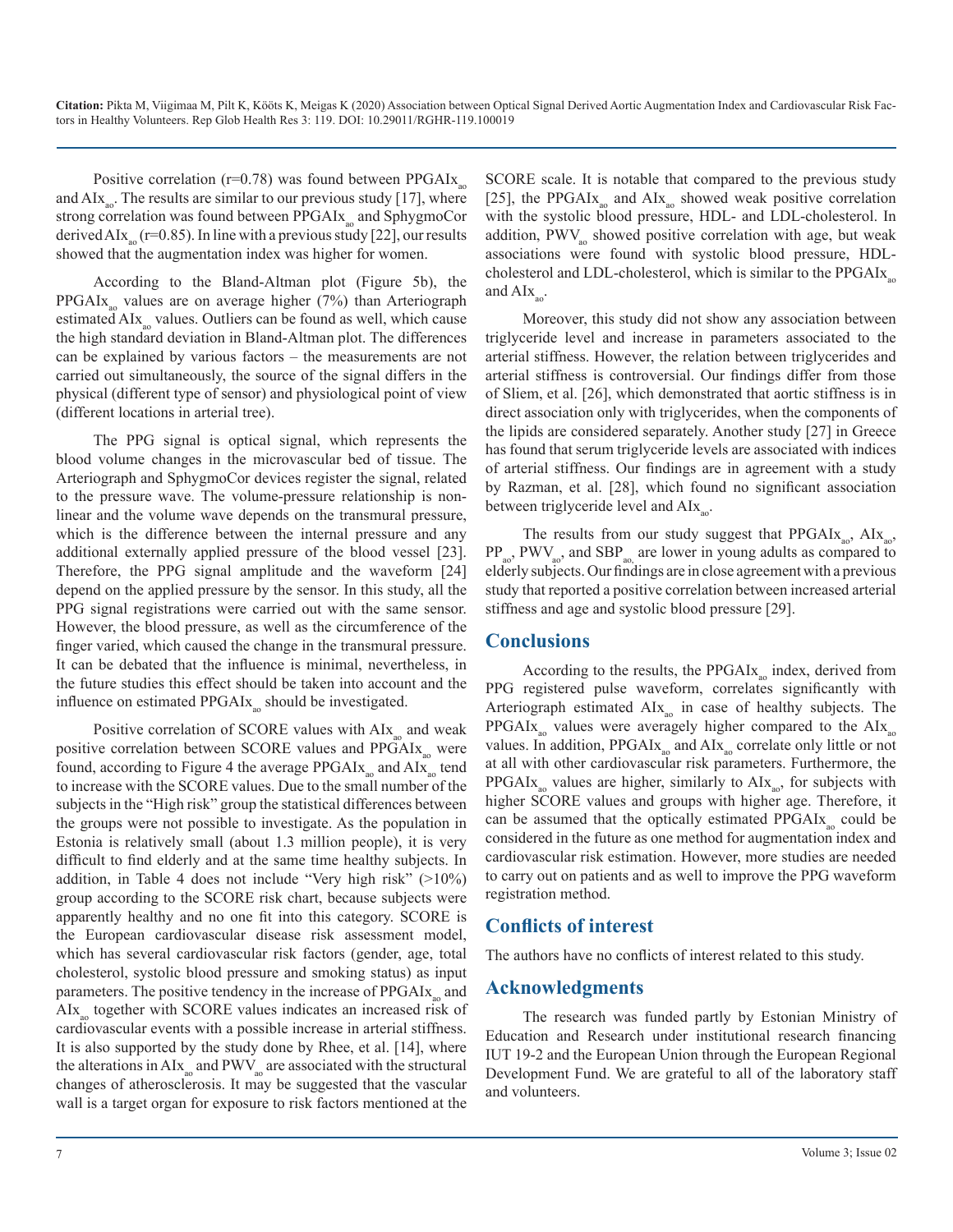Positive correlation (r=0.78) was found between $PPGAIx_{ao}$ and $AIx_{ao}$. The results are similar to our previous study [17], where strong correlation was found between $PPGAIx_{ao}$ and SphygmoCor derived $AIx_{ao}$ (r=0.85). In line with a previous study [22], our results showed that the augmentation index was higher for women.

According to the Bland-Altman plot (Figure 5b), the $PPGAIx_{ao}$ values are on average higher (7%) than Arteriograph estimated $AIx_{ao}$ values. Outliers can be found as well, which cause the high standard deviation in Bland-Altman plot. The differences can be explained by various factors – the measurements are not carried out simultaneously, the source of the signal differs in the physical (different type of sensor) and physiological point of view (different locations in arterial tree).

The PPG signal is optical signal, which represents the blood volume changes in the microvascular bed of tissue. The Arteriograph and SphygmoCor devices register the signal, related to the pressure wave. The volume-pressure relationship is non-linear and the volume wave depends on the transmural pressure, which is the difference between the internal pressure and any additional externally applied pressure of the blood vessel [23]. Therefore, the PPG signal amplitude and the waveform [24] depend on the applied pressure by the sensor. In this study, all the PPG signal registrations were carried out with the same sensor. However, the blood pressure, as well as the circumference of the finger varied, which caused the change in the transmural pressure. It can be debated that the influence is minimal, nevertheless, in the future studies this effect should be taken into account and the influence on estimated $PPGAIx_{ao}$ should be investigated.

Positive correlation of SCORE values with $AIx_{ao}$ and weak positive correlation between SCORE values and $PPGAIx_{ao}$ were found, according to Figure 4 the average $PPGAIx_{ao}$ and $AIx_{ao}$ tend to increase with the SCORE values. Due to the small number of the subjects in the "High risk" group the statistical differences between the groups were not possible to investigate. As the population in Estonia is relatively small (about 1.3 million people), it is very difficult to find elderly and at the same time healthy subjects. In addition, in Table 4 does not include "Very high risk" (>10%) group according to the SCORE risk chart, because subjects were apparently healthy and no one fit into this category. SCORE is the European cardiovascular disease risk assessment model, which has several cardiovascular risk factors (gender, age, total cholesterol, systolic blood pressure and smoking status) as input parameters. The positive tendency in the increase of $PPGAIx_{ao}$ and $AIx_{ao}$ together with SCORE values indicates an increased risk of cardiovascular events with a possible increase in arterial stiffness. It is also supported by the study done by Rhee, et al. [14], where the alterations in $AIx_{ao}$ and $PWV_{ao}$ are associated with the structural changes of atherosclerosis. It may be suggested that the vascular wall is a target organ for exposure to risk factors mentioned at the SCORE scale. It is notable that compared to the previous study [25], the $PPGAIx_{ao}$ and $AIx_{ao}$ showed weak positive correlation with the systolic blood pressure, HDL- and LDL-cholesterol. In addition, $PWV_{ao}$ showed positive correlation with age, but weak associations were found with systolic blood pressure, HDL-cholesterol and LDL-cholesterol, which is similar to the $PPGAIx_{ao}$ and $AIx_{ao}$.

Moreover, this study did not show any association between triglyceride level and increase in parameters associated to the arterial stiffness. However, the relation between triglycerides and arterial stiffness is controversial. Our findings differ from those of Sliem, et al. [26], which demonstrated that aortic stiffness is in direct association only with triglycerides, when the components of the lipids are considered separately. Another study [27] in Greece has found that serum triglyceride levels are associated with indices of arterial stiffness. Our findings are in agreement with a study by Razman, et al. [28], which found no significant association between triglyceride level and $AIx_{ao}$.

The results from our study suggest that $PPGAIx_{ao}$, $AIx_{ao}$, $PP_{ao}$, $PWV_{ao}$, and $SBP_{ao}$ are lower in young adults as compared to elderly subjects. Our findings are in close agreement with a previous study that reported a positive correlation between increased arterial stiffness and age and systolic blood pressure [29].

## Conclusions

According to the results, the $PPGAIx_{ao}$ index, derived from PPG registered pulse waveform, correlates significantly with Arteriograph estimated $AIx_{ao}$ in case of healthy subjects. The $PPGAIx_{ao}$ values were averagely higher compared to the $AIx_{ao}$ values. In addition, $PPGAIx_{ao}$ and $AIx_{ao}$ correlate only little or not at all with other cardiovascular risk parameters. Furthermore, the $PPGAIx_{ao}$ values are higher, similarly to $AIx_{ao}$, for subjects with higher SCORE values and groups with higher age. Therefore, it can be assumed that the optically estimated $PPGAIx_{ao}$ could be considered in the future as one method for augmentation index and cardiovascular risk estimation. However, more studies are needed to carry out on patients and as well to improve the PPG waveform registration method.

## Conflicts of interest

The authors have no conflicts of interest related to this study.

## Acknowledgments

The research was funded partly by Estonian Ministry of Education and Research under institutional research financing IUT 19-2 and the European Union through the European Regional Development Fund. We are grateful to all of the laboratory staff and volunteers.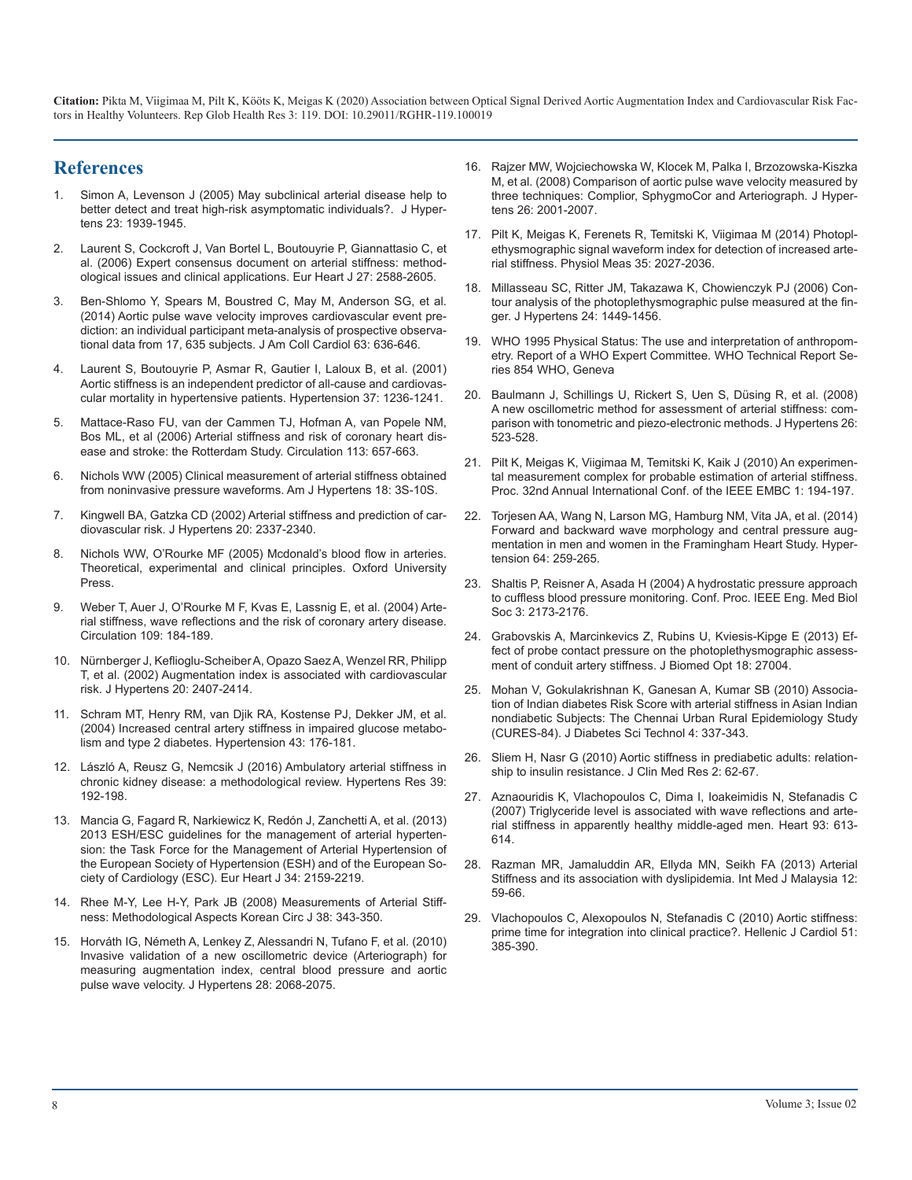## References

1. Simon A, Levenson J (2005) May subclinical arterial disease help to better detect and treat high-risk asymptomatic individuals?. J Hypertens 23: 1939-1945.
2. Laurent S, Cockcroft J, Van Bortel L, Boutouyrie P, Giannattasio C, et al. (2006) Expert consensus document on arterial stiffness: methodological issues and clinical applications. Eur Heart J 27: 2588-2605.
3. Ben-Shlomo Y, Spears M, Boustred C, May M, Anderson SG, et al. (2014) Aortic pulse wave velocity improves cardiovascular event prediction: an individual participant meta-analysis of prospective observational data from 17, 635 subjects. J Am Coll Cardiol 63: 636-646.
4. Laurent S, Boutouyrie P, Asmar R, Gautier I, Laloux B, et al. (2001) Aortic stiffness is an independent predictor of all-cause and cardiovascular mortality in hypertensive patients. Hypertension 37: 1236-1241.
5. Mattace-Raso FU, van der Cammen TJ, Hofman A, van Popele NM, Bos ML, et al (2006) Arterial stiffness and risk of coronary heart disease and stroke: the Rotterdam Study. Circulation 113: 657-663.
6. Nichols WW (2005) Clinical measurement of arterial stiffness obtained from noninvasive pressure waveforms. Am J Hypertens 18: 3S-10S.
7. Kingwell BA, Gatzka CD (2002) Arterial stiffness and prediction of cardiovascular risk. J Hypertens 20: 2337-2340.
8. Nichols WW, O'Rourke MF (2005) Mcdonald's blood flow in arteries. Theoretical, experimental and clinical principles. Oxford University Press.
9. Weber T, Auer J, O'Rourke M F, Kvas E, Lassnig E, et al. (2004) Arterial stiffness, wave reflections and the risk of coronary artery disease. Circulation 109: 184-189.
10. Nürnberger J, Keflioglu-Scheiber A, Opazo Saez A, Wenzel RR, Philipp T, et al. (2002) Augmentation index is associated with cardiovascular risk. J Hypertens 20: 2407-2414.
11. Schram MT, Henry RM, van Djik RA, Kostense PJ, Dekker JM, et al. (2004) Increased central artery stiffness in impaired glucose metabolism and type 2 diabetes. Hypertension 43: 176-181.
12. László A, Reusz G, Nemcsik J (2016) Ambulatory arterial stiffness in chronic kidney disease: a methodological review. Hypertens Res 39: 192-198.
13. Mancia G, Fagard R, Narkiewicz K, Redón J, Zanchetti A, et al. (2013) 2013 ESH/ESC guidelines for the management of arterial hypertension: the Task Force for the Management of Arterial Hypertension of the European Society of Hypertension (ESH) and of the European Society of Cardiology (ESC). Eur Heart J 34: 2159-2219.
14. Rhee M-Y, Lee H-Y, Park JB (2008) Measurements of Arterial Stiffness: Methodological Aspects Korean Circ J 38: 343-350.
15. Horváth IG, Németh A, Lenkey Z, Alessandri N, Tufano F, et al. (2010) Invasive validation of a new oscillometric device (Arteriograph) for measuring augmentation index, central blood pressure and aortic pulse wave velocity. J Hypertens 28: 2068-2075.
16. Rajzer MW, Wojciechowska W, Klocek M, Palka I, Brzozowska-Kiszka M, et al. (2008) Comparison of aortic pulse wave velocity measured by three techniques: Complior, SphygmoCor and Arteriograph. J Hypertens 26: 2001-2007.
17. Pilt K, Meigas K, Ferenets R, Temitski K, Viigimaa M (2014) Photoplethysmographic signal waveform index for detection of increased arterial stiffness. Physiol Meas 35: 2027-2036.
18. Millasseau SC, Ritter JM, Takazawa K, Chowienczyk PJ (2006) Contour analysis of the photoplethysmographic pulse measured at the finger. J Hypertens 24: 1449-1456.
19. WHO 1995 Physical Status: The use and interpretation of anthropometry. Report of a WHO Expert Committee. WHO Technical Report Series 854 WHO, Geneva
20. Baulmann J, Schillings U, Rickert S, Uen S, Düsing R, et al. (2008) A new oscillometric method for assessment of arterial stiffness: comparison with tonometric and piezo-electronic methods. J Hypertens 26: 523-528.
21. Pilt K, Meigas K, Viigimaa M, Temitski K, Kaik J (2010) An experimental measurement complex for probable estimation of arterial stiffness. Proc. 32nd Annual International Conf. of the IEEE EMBC 1: 194-197.
22. Torjesen AA, Wang N, Larson MG, Hamburg NM, Vita JA, et al. (2014) Forward and backward wave morphology and central pressure augmentation in men and women in the Framingham Heart Study. Hypertension 64: 259-265.
23. Shaltis P, Reisner A, Asada H (2004) A hydrostatic pressure approach to cuffless blood pressure monitoring. Conf. Proc. IEEE Eng. Med Biol Soc 3: 2173-2176.
24. Grabovskis A, Marcinkevics Z, Rubins U, Kviesis-Kipge E (2013) Effect of probe contact pressure on the photoplethysmographic assessment of conduit artery stiffness. J Biomed Opt 18: 27004.
25. Mohan V, Gokulakrishnan K, Ganesan A, Kumar SB (2010) Association of Indian diabetes Risk Score with arterial stiffness in Asian Indian nondiabetic Subjects: The Chennai Urban Rural Epidemiology Study (CURES-84). J Diabetes Sci Technol 4: 337-343.
26. Sliem H, Nasr G (2010) Aortic stiffness in prediabetic adults: relationship to insulin resistance. J Clin Med Res 2: 62-67.
27. Aznaouridis K, Vlachopoulos C, Dima I, Ioakeimidis N, Stefanadis C (2007) Triglyceride level is associated with wave reflections and arterial stiffness in apparently healthy middle-aged men. Heart 93: 613-614.
28. Razman MR, Jamaluddin AR, Ellyda MN, Seikh FA (2013) Arterial Stiffness and its association with dyslipidemia. Int Med J Malaysia 12: 59-66.
29. Vlachopoulos C, Alexopoulos N, Stefanadis C (2010) Aortic stiffness: prime time for integration into clinical practice?. Hellenic J Cardiol 51: 385-390.